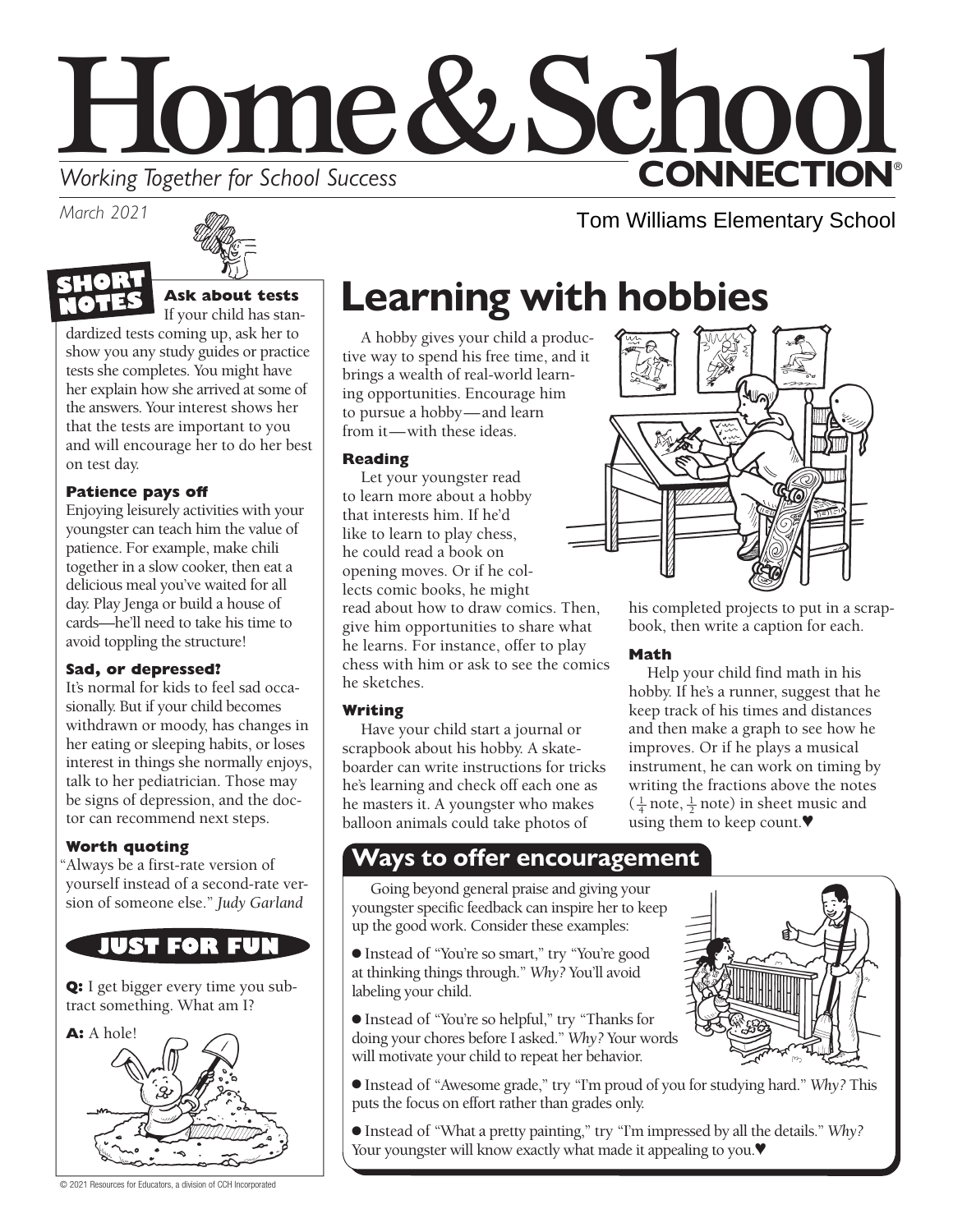# Home & School CONNECTION®

*Working Together for School Success*

*March 2021*

Tom Williams Elementary School

## SHORT NOTES

### Ask about tests

If your child has standardized tests coming up, ask her to show you any study guides or practice tests she completes. You might have her explain how she arrived at some of the answers. Your interest shows her that the tests are important to you and will encourage her to do her best on test day.

### Patience pays off

Enjoying leisurely activities with your youngster can teach him the value of patience. For example, make chili together in a slow cooker, then eat a delicious meal you've waited for all day. Play Jenga or build a house of cards—he'll need to take his time to avoid toppling the structure!

### Sad, or depressed?

It's normal for kids to feel sad occasionally. But if your child becomes withdrawn or moody, has changes in her eating or sleeping habits, or loses interest in things she normally enjoys, talk to her pediatrician. Those may be signs of depression, and the doctor can recommend next steps.

### Worth quoting

"Always be a first-rate version of yourself instead of a second-rate version of someone else." *Judy Garland*

## JUST FOR FUN

**Q:** I get bigger every time you subtract something. What am I?

**A:** A hole!

# Learning with hobbies

A hobby gives your child a productive way to spend his free time, and it brings a wealth of real-world learning opportunities. Encourage him to pursue a hobby—and learn from it—with these ideas.

### Reading

Let your youngster read to learn more about a hobby that interests him. If he'd like to learn to play chess, he could read a book on opening moves. Or if he collects comic books, he might read about how to draw comics. Then, give him opportunities to share what he learns. For instance, offer to play chess with him or ask to see the comics he sketches.

### Writing

Have your child start a journal or scrapbook about his hobby. A skateboarder can write instructions for tricks he's learning and check off each one as he masters it. A youngster who makes balloon animals could take photos of his completed projects to put in a scrapbook, then write a caption for each.

### Math

Help your child find math in his hobby. If he's a runner, suggest that he keep track of his times and distances and then make a graph to see how he improves. Or if he plays a musical instrument, he can work on timing by writing the fractions above the notes ($\frac{1}{4}$ note, $\frac{1}{2}$ note) in sheet music and using them to keep count.♥

## Ways to offer encouragement

Going beyond general praise and giving your youngster specific feedback can inspire her to keep up the good work. Consider these examples:

- Instead of "You're so smart," try "You're good at thinking things through." *Why?* You'll avoid labeling your child.
- Instead of "You're so helpful," try "Thanks for doing your chores before I asked." *Why?* Your words will motivate your child to repeat her behavior.
- Instead of "Awesome grade," try "I'm proud of you for studying hard." *Why?* This puts the focus on effort rather than grades only.
- Instead of "What a pretty painting," try "I'm impressed by all the details." *Why?* Your youngster will know exactly what made it appealing to you.♥

© 2021 Resources for Educators, a division of CCH Incorporated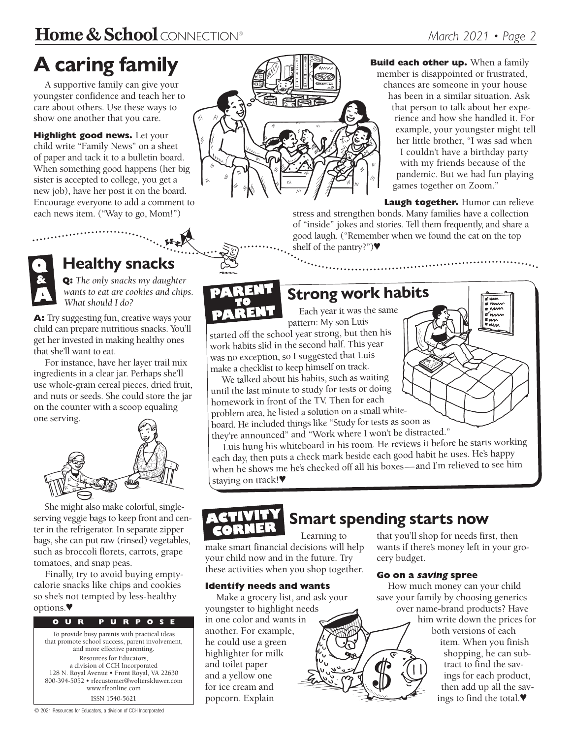# A caring family

A supportive family can give your youngster confidence and teach her to care about others. Use these ways to show one another that you care.

**Highlight good news.** Let your child write "Family News" on a sheet of paper and tack it to a bulletin board. When something good happens (her big sister is accepted to college, you get a new job), have her post it on the board. Encourage everyone to add a comment to each news item. ("Way to go, Mom!")

**Build each other up.** When a family member is disappointed or frustrated, chances are someone in your house has been in a similar situation. Ask that person to talk about her experience and how she handled it. For example, your youngster might tell her little brother, "I was sad when I couldn't have a birthday party with my friends because of the pandemic. But we had fun playing games together on Zoom."

**Laugh together.** Humor can relieve stress and strengthen bonds. Many families have a collection of "inside" jokes and stories. Tell them frequently, and share a good laugh. ("Remember when we found the cat on the top shelf of the pantry?")♥

## Q & A: Healthy snacks

**Q:** *The only snacks my daughter wants to eat are cookies and chips. What should I do?*

**A:** Try suggesting fun, creative ways your child can prepare nutritious snacks. You'll get her invested in making healthy ones that she'll want to eat.

For instance, have her layer trail mix ingredients in a clear jar. Perhaps she'll use whole-grain cereal pieces, dried fruit, and nuts or seeds. She could store the jar on the counter with a scoop equaling one serving.

She might also make colorful, single-serving veggie bags to keep front and center in the refrigerator. In separate zipper bags, she can put raw (rinsed) vegetables, such as broccoli florets, carrots, grape tomatoes, and snap peas.

Finally, try to avoid buying empty-calorie snacks like chips and cookies so she's not tempted by less-healthy options.♥

**OUR PURPOSE**

To provide busy parents with practical ideas that promote school success, parent involvement, and more effective parenting.

Resources for Educators, a division of CCH Incorporated
128 N. Royal Avenue • Front Royal, VA 22630
800-394-5052 • rfecustomer@wolterskluwer.com
www.rfeonline.com
ISSN 1540-5621

## Parent to Parent: Strong work habits

Each year it was the same pattern: My son Luis started off the school year strong, but then his work habits slid in the second half. This year was no exception, so I suggested that Luis make a checklist to keep himself on track.

We talked about his habits, such as waiting until the last minute to study for tests or doing homework in front of the TV. Then for each problem area, he listed a solution on a small whiteboard. He included things like "Study for tests as soon as they're announced" and "Work where I won't be distracted."

Luis hung his whiteboard in his room. He reviews it before he starts working each day, then puts a check mark beside each good habit he uses. He's happy when he shows me he's checked off all his boxes—and I'm relieved to see him staying on track!♥

## Activity Corner: Smart spending starts now

Learning to make smart financial decisions will help your child now and in the future. Try these activities when you shop together.

### Identify needs and wants

Make a grocery list, and ask your youngster to highlight needs in one color and wants in another. For example, he could use a green highlighter for milk and toilet paper and a yellow one for ice cream and popcorn. Explain that you'll shop for needs first, then wants if there's money left in your grocery budget.

### Go on a *saving* spree

How much money can your child save your family by choosing generics over name-brand products? Have him write down the prices for both versions of each item. When you finish shopping, he can subtract to find the savings for each product, then add up all the savings to find the total.♥

© 2021 Resources for Educators, a division of CCH Incorporated